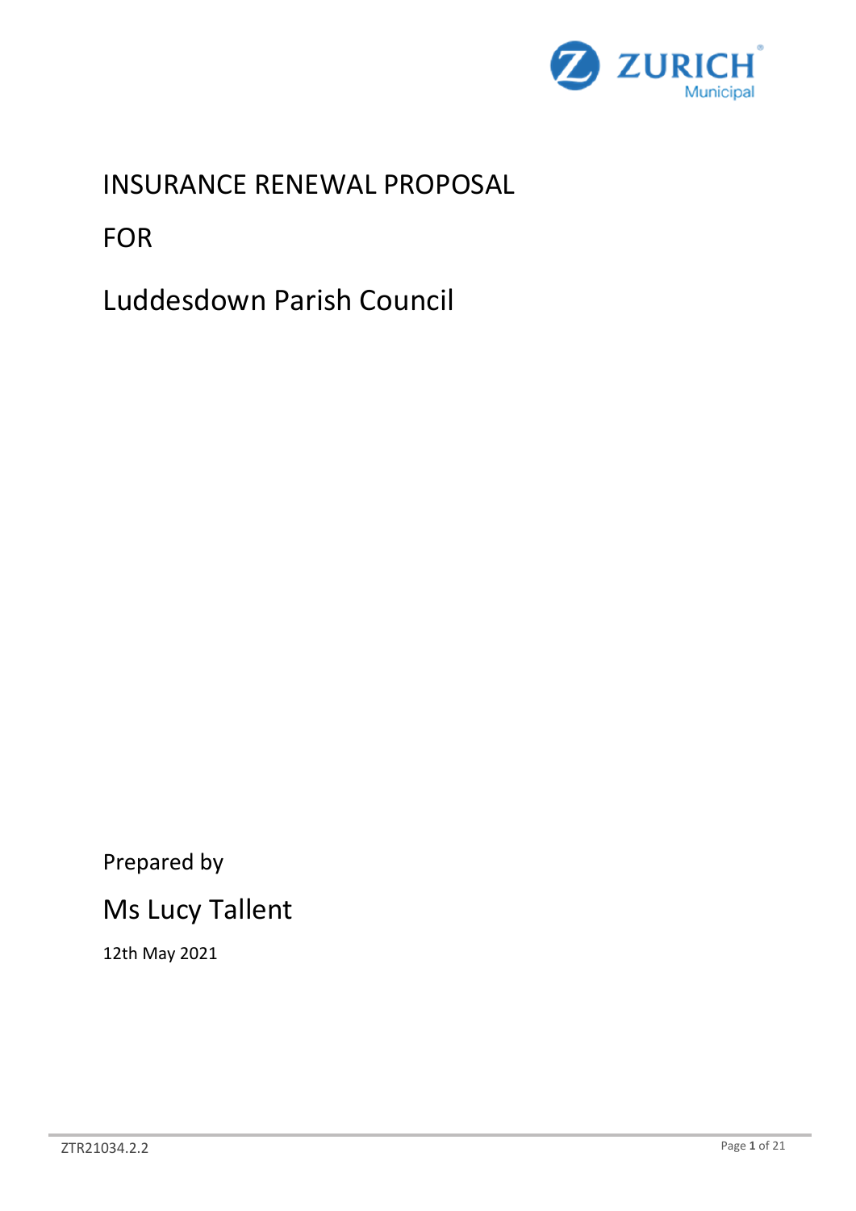# INSURANCE RENEWAL PROPOSAL

# FOR

# Luddesdown Parish Council

Prepared by

## Ms Lucy Tallent

12th May 2021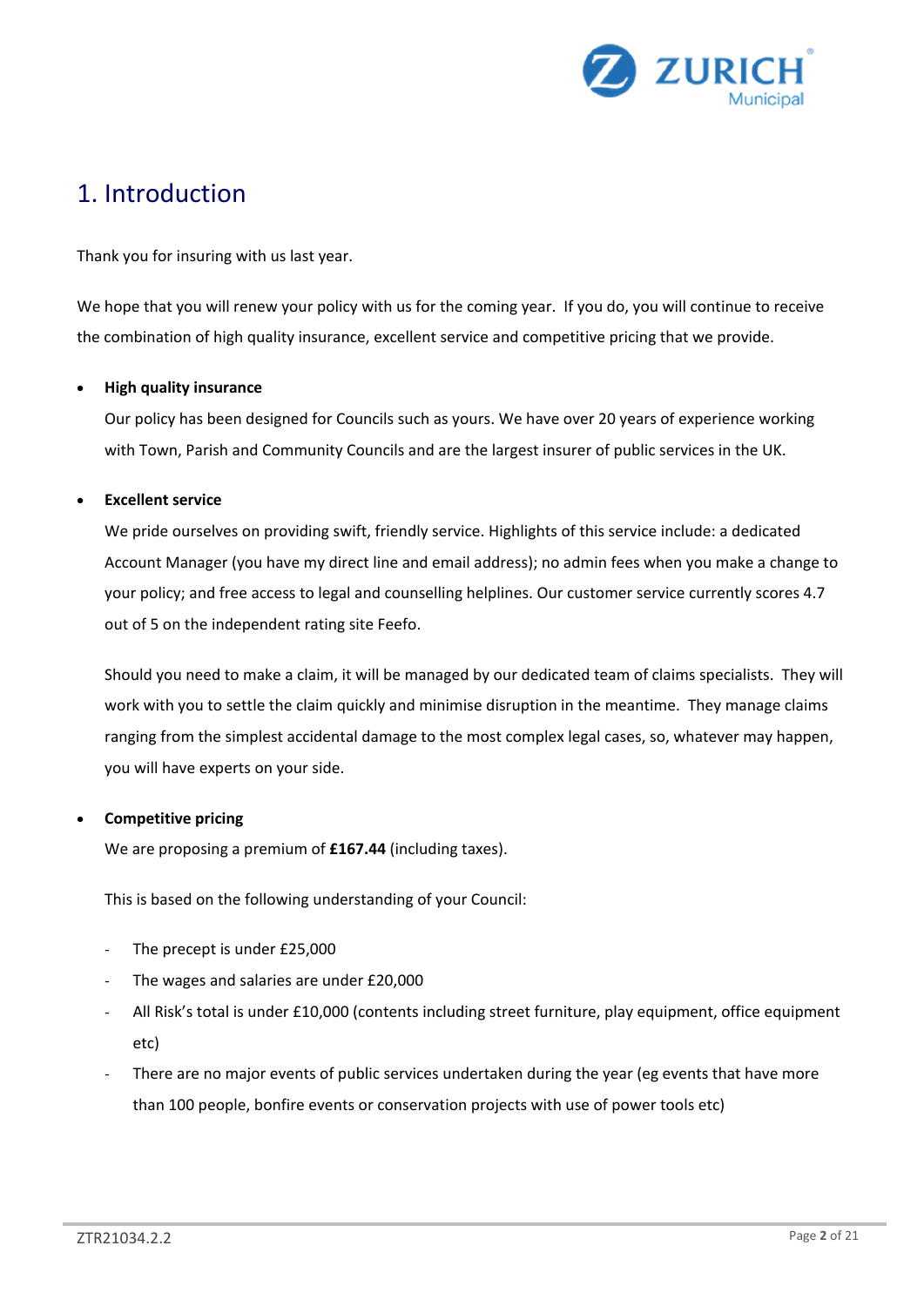# 1. Introduction

Thank you for insuring with us last year.

We hope that you will renew your policy with us for the coming year. If you do, you will continue to receive the combination of high quality insurance, excellent service and competitive pricing that we provide.

- **High quality insurance**

  Our policy has been designed for Councils such as yours. We have over 20 years of experience working with Town, Parish and Community Councils and are the largest insurer of public services in the UK.

- **Excellent service**

  We pride ourselves on providing swift, friendly service. Highlights of this service include: a dedicated Account Manager (you have my direct line and email address); no admin fees when you make a change to your policy; and free access to legal and counselling helplines. Our customer service currently scores 4.7 out of 5 on the independent rating site Feefo.

  Should you need to make a claim, it will be managed by our dedicated team of claims specialists. They will work with you to settle the claim quickly and minimise disruption in the meantime. They manage claims ranging from the simplest accidental damage to the most complex legal cases, so, whatever may happen, you will have experts on your side.

- **Competitive pricing**

  We are proposing a premium of **£167.44** (including taxes).

  This is based on the following understanding of your Council:

  - The precept is under £25,000
  - The wages and salaries are under £20,000
  - All Risk's total is under £10,000 (contents including street furniture, play equipment, office equipment etc)
  - There are no major events of public services undertaken during the year (eg events that have more than 100 people, bonfire events or conservation projects with use of power tools etc)

ZTR21034.2.2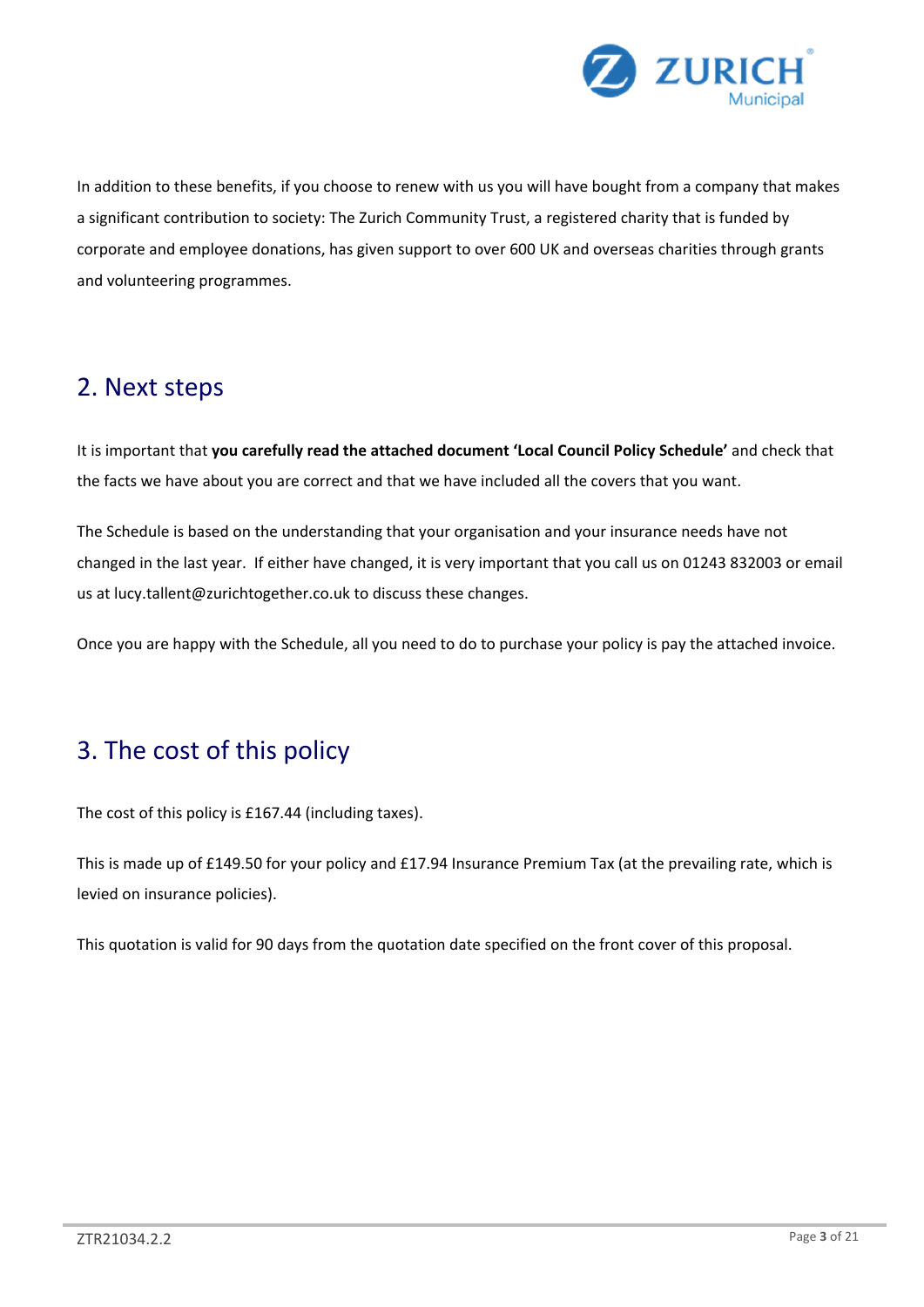In addition to these benefits, if you choose to renew with us you will have bought from a company that makes a significant contribution to society: The Zurich Community Trust, a registered charity that is funded by corporate and employee donations, has given support to over 600 UK and overseas charities through grants and volunteering programmes.

## 2. Next steps

It is important that **you carefully read the attached document 'Local Council Policy Schedule'** and check that the facts we have about you are correct and that we have included all the covers that you want.

The Schedule is based on the understanding that your organisation and your insurance needs have not changed in the last year. If either have changed, it is very important that you call us on 01243 832003 or email us at lucy.tallent@zurichtogether.co.uk to discuss these changes.

Once you are happy with the Schedule, all you need to do to purchase your policy is pay the attached invoice.

## 3. The cost of this policy

The cost of this policy is £167.44 (including taxes).

This is made up of £149.50 for your policy and £17.94 Insurance Premium Tax (at the prevailing rate, which is levied on insurance policies).

This quotation is valid for 90 days from the quotation date specified on the front cover of this proposal.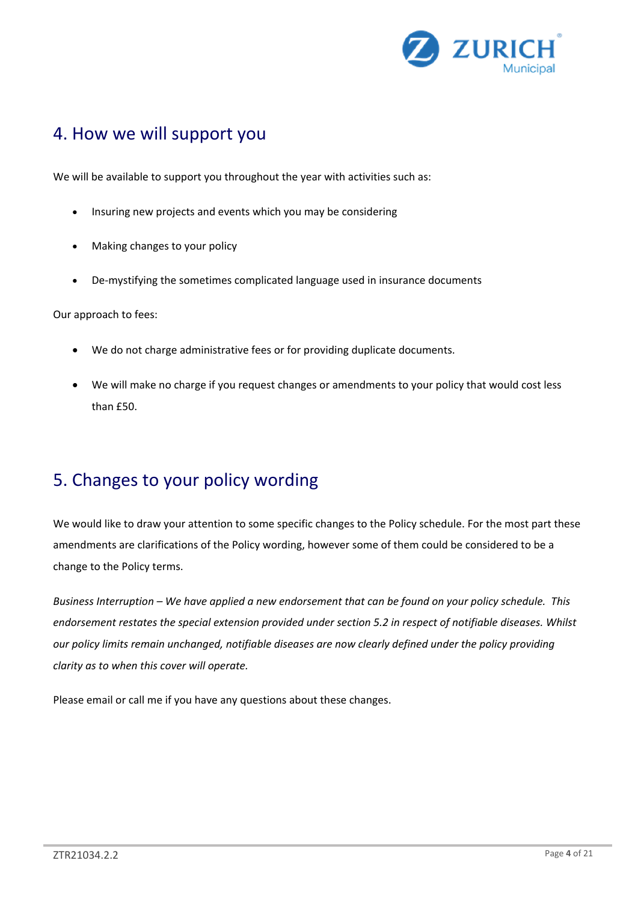## 4. How we will support you

We will be available to support you throughout the year with activities such as:

- Insuring new projects and events which you may be considering
- Making changes to your policy
- De-mystifying the sometimes complicated language used in insurance documents

Our approach to fees:

- We do not charge administrative fees or for providing duplicate documents.
- We will make no charge if you request changes or amendments to your policy that would cost less than £50.

## 5. Changes to your policy wording

We would like to draw your attention to some specific changes to the Policy schedule. For the most part these amendments are clarifications of the Policy wording, however some of them could be considered to be a change to the Policy terms.

*Business Interruption – We have applied a new endorsement that can be found on your policy schedule. This endorsement restates the special extension provided under section 5.2 in respect of notifiable diseases. Whilst our policy limits remain unchanged, notifiable diseases are now clearly defined under the policy providing clarity as to when this cover will operate.*

Please email or call me if you have any questions about these changes.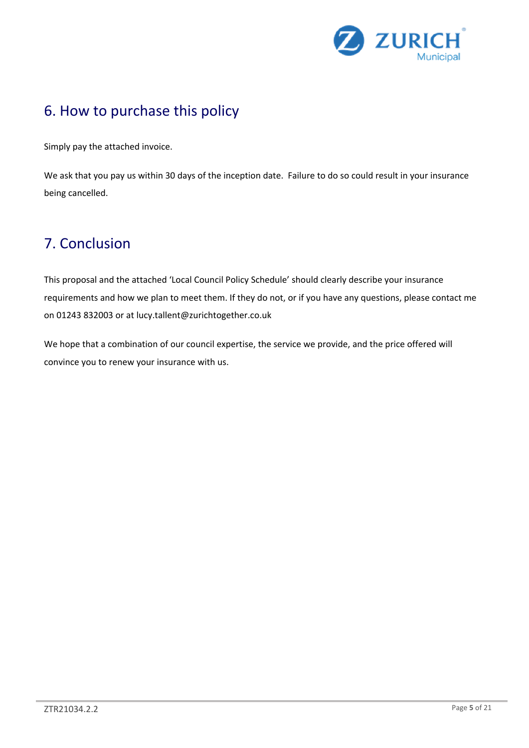## 6. How to purchase this policy

Simply pay the attached invoice.

We ask that you pay us within 30 days of the inception date. Failure to do so could result in your insurance being cancelled.

## 7. Conclusion

This proposal and the attached 'Local Council Policy Schedule' should clearly describe your insurance requirements and how we plan to meet them. If they do not, or if you have any questions, please contact me on 01243 832003 or at lucy.tallent@zurichtogether.co.uk

We hope that a combination of our council expertise, the service we provide, and the price offered will convince you to renew your insurance with us.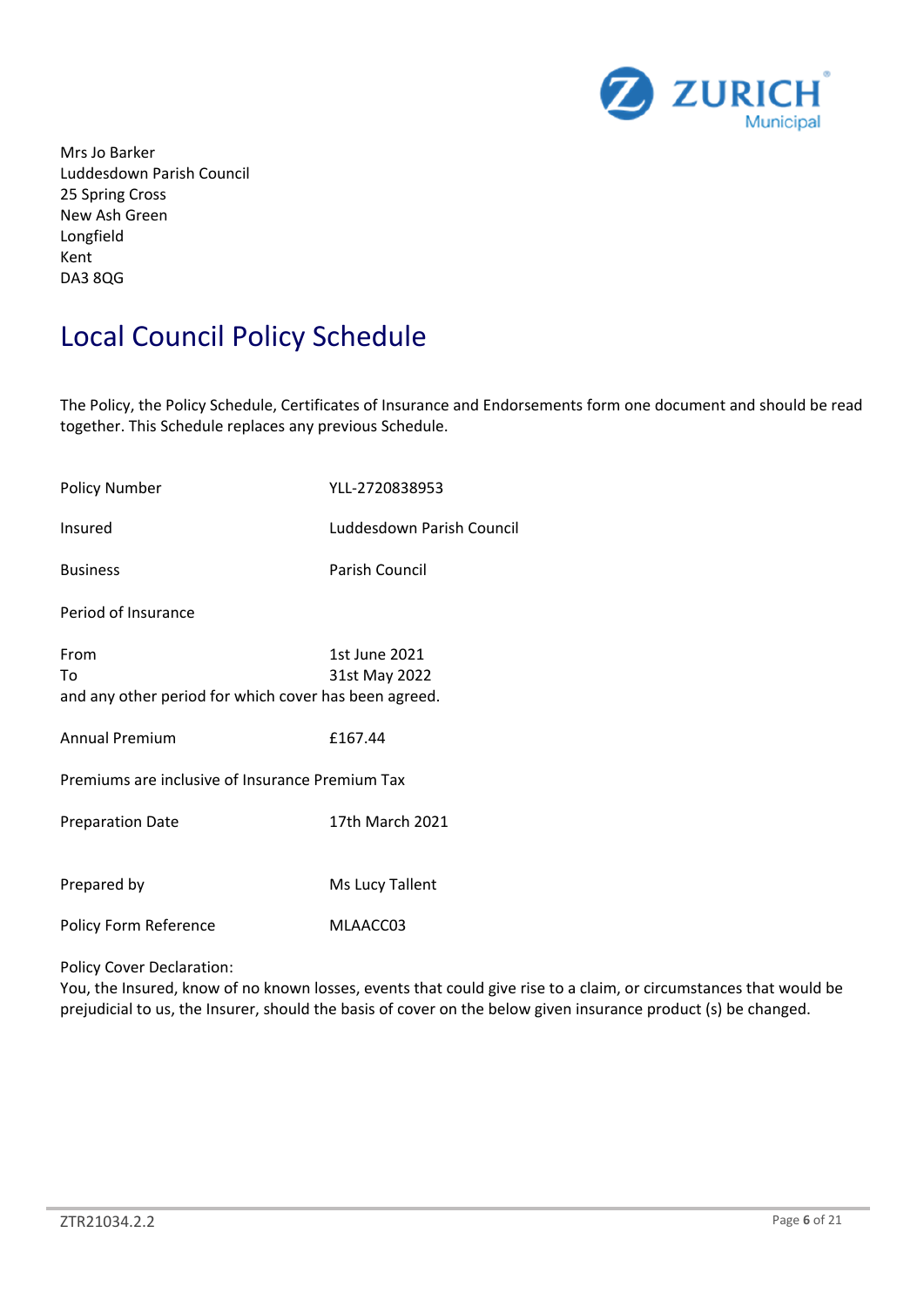Mrs Jo Barker
Luddesdown Parish Council
25 Spring Cross
New Ash Green
Longfield
Kent
DA3 8QG

# Local Council Policy Schedule

The Policy, the Policy Schedule, Certificates of Insurance and Endorsements form one document and should be read together. This Schedule replaces any previous Schedule.

| | |
|---|---|
| Policy Number | YLL-2720838953 |
| Insured | Luddesdown Parish Council |
| Business | Parish Council |

Period of Insurance

| | |
|---|---|
| From | 1st June 2021 |
| To | 31st May 2022 |

and any other period for which cover has been agreed.

| | |
|---|---|
| Annual Premium | £167.44 |

Premiums are inclusive of Insurance Premium Tax

| | |
|---|---|
| Preparation Date | 17th March 2021 |
| Prepared by | Ms Lucy Tallent |
| Policy Form Reference | MLAACC03 |

Policy Cover Declaration:
You, the Insured, know of no known losses, events that could give rise to a claim, or circumstances that would be prejudicial to us, the Insurer, should the basis of cover on the below given insurance product (s) be changed.

ZTR21034.2.2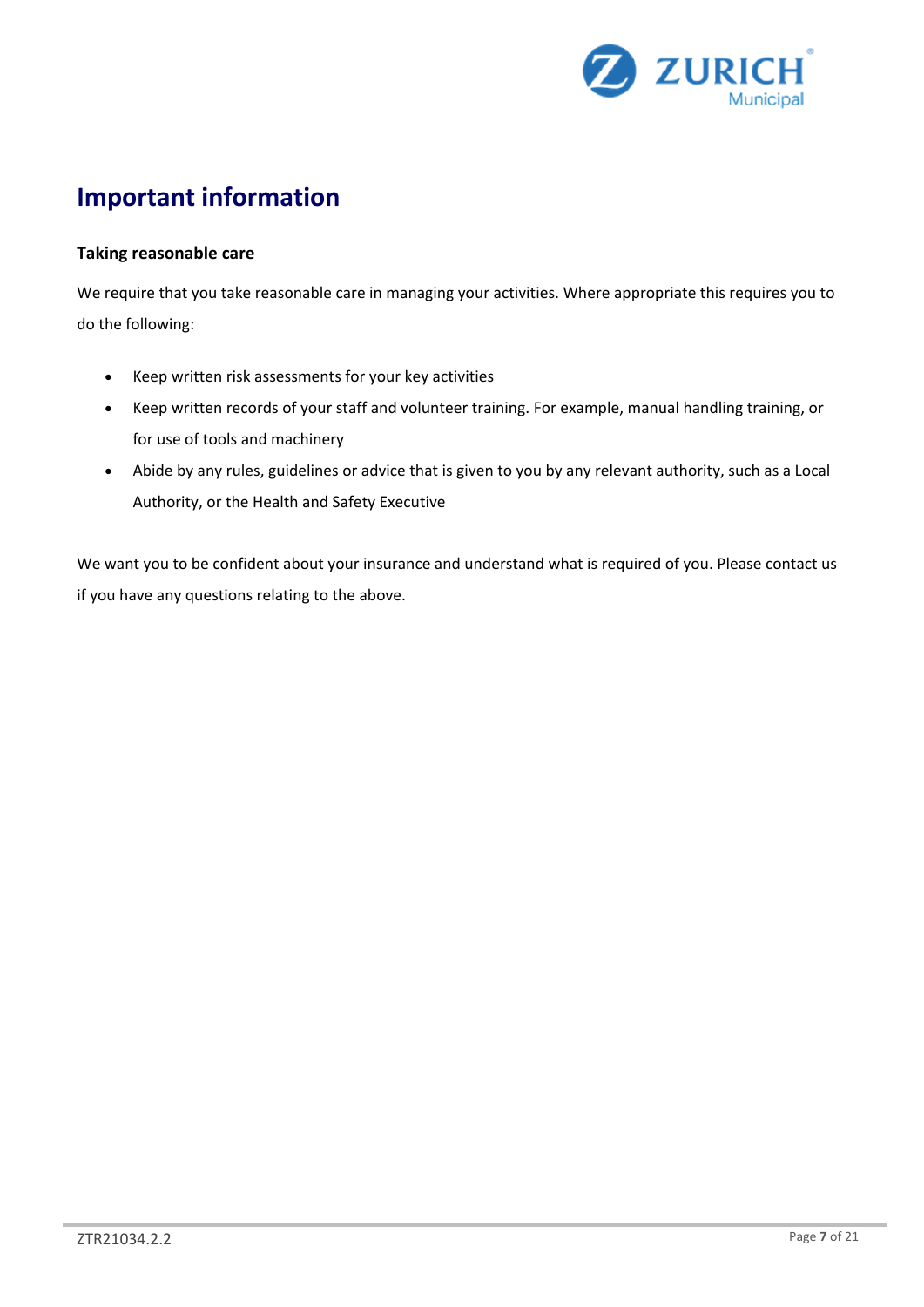# Important information

### Taking reasonable care

We require that you take reasonable care in managing your activities. Where appropriate this requires you to do the following:

- Keep written risk assessments for your key activities
- Keep written records of your staff and volunteer training. For example, manual handling training, or for use of tools and machinery
- Abide by any rules, guidelines or advice that is given to you by any relevant authority, such as a Local Authority, or the Health and Safety Executive

We want you to be confident about your insurance and understand what is required of you. Please contact us if you have any questions relating to the above.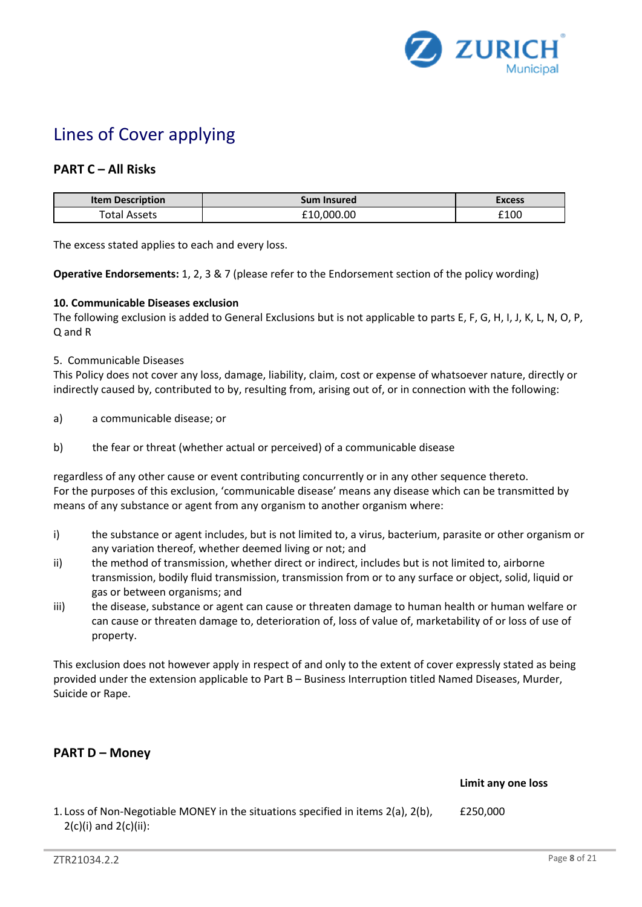# Lines of Cover applying

## PART C – All Risks

| Item Description | Sum Insured | Excess |
|---|---|---|
| Total Assets | £10,000.00 | £100 |

The excess stated applies to each and every loss.

**Operative Endorsements:** 1, 2, 3 & 7 (please refer to the Endorsement section of the policy wording)

**10. Communicable Diseases exclusion**

The following exclusion is added to General Exclusions but is not applicable to parts E, F, G, H, I, J, K, L, N, O, P, Q and R

5. Communicable Diseases

This Policy does not cover any loss, damage, liability, claim, cost or expense of whatsoever nature, directly or indirectly caused by, contributed to by, resulting from, arising out of, or in connection with the following:

a) a communicable disease; or

b) the fear or threat (whether actual or perceived) of a communicable disease

regardless of any other cause or event contributing concurrently or in any other sequence thereto.
For the purposes of this exclusion, 'communicable disease' means any disease which can be transmitted by means of any substance or agent from any organism to another organism where:

i) the substance or agent includes, but is not limited to, a virus, bacterium, parasite or other organism or any variation thereof, whether deemed living or not; and
ii) the method of transmission, whether direct or indirect, includes but is not limited to, airborne transmission, bodily fluid transmission, transmission from or to any surface or object, solid, liquid or gas or between organisms; and
iii) the disease, substance or agent can cause or threaten damage to human health or human welfare or can cause or threaten damage to, deterioration of, loss of value of, marketability of or loss of use of property.

This exclusion does not however apply in respect of and only to the extent of cover expressly stated as being provided under the extension applicable to Part B – Business Interruption titled Named Diseases, Murder, Suicide or Rape.

## PART D – Money

| | Limit any one loss |
|---|---|
| 1. Loss of Non-Negotiable MONEY in the situations specified in items 2(a), 2(b), 2(c)(i) and 2(c)(ii): | £250,000 |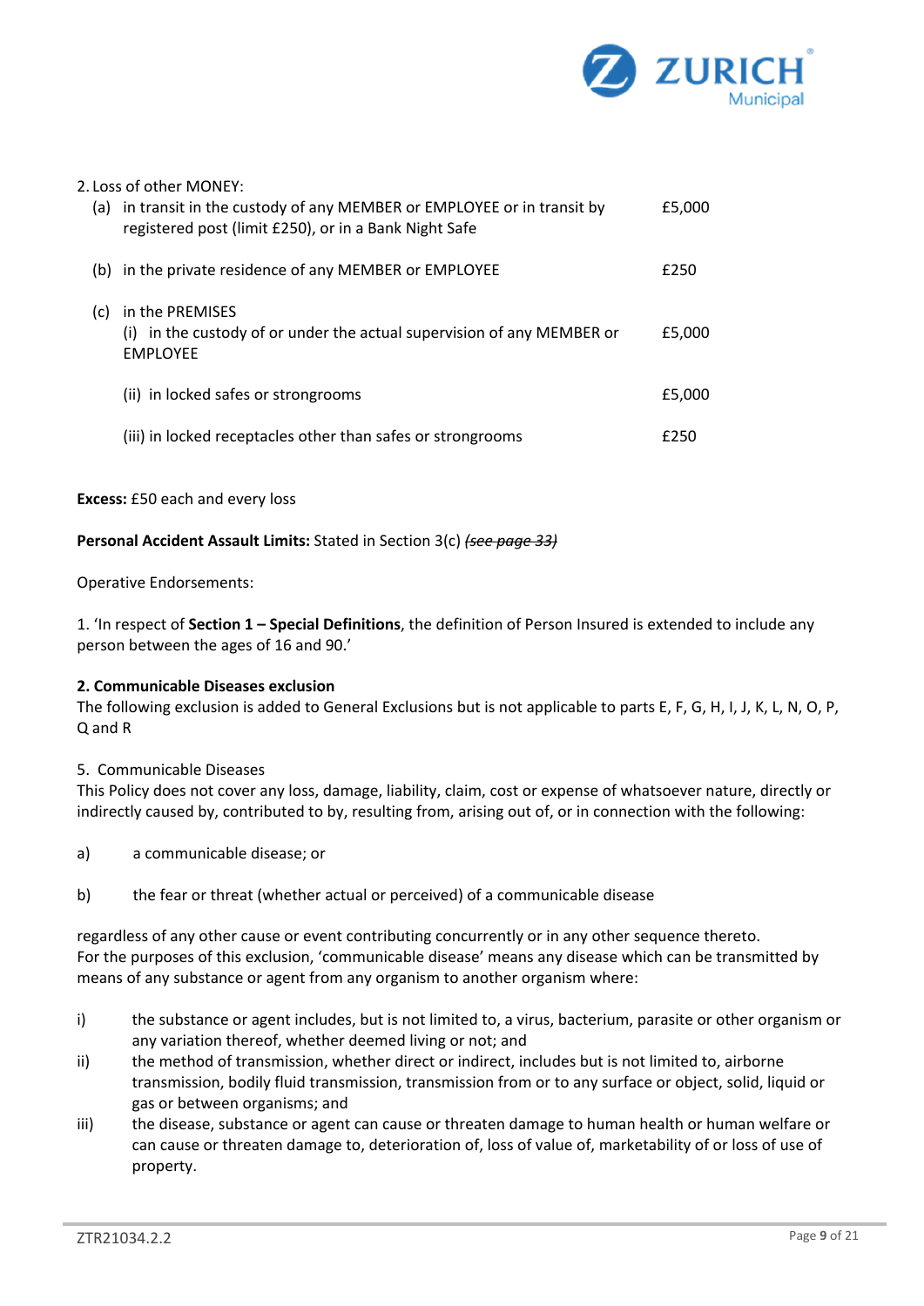2. Loss of other MONEY:

| | | |
|---|---|---|
| (a) | in transit in the custody of any MEMBER or EMPLOYEE or in transit by registered post (limit £250), or in a Bank Night Safe | £5,000 |
| (b) | in the private residence of any MEMBER or EMPLOYEE | £250 |
| (c) | in the PREMISES<br>(i) in the custody of or under the actual supervision of any MEMBER or EMPLOYEE | £5,000 |
| | (ii) in locked safes or strongrooms | £5,000 |
| | (iii) in locked receptacles other than safes or strongrooms | £250 |

**Excess:** £50 each and every loss

**Personal Accident Assault Limits:** Stated in Section 3(c) ~~*(see page 33)*~~

Operative Endorsements:

1. 'In respect of **Section 1 – Special Definitions**, the definition of Person Insured is extended to include any person between the ages of 16 and 90.'

**2. Communicable Diseases exclusion**

The following exclusion is added to General Exclusions but is not applicable to parts E, F, G, H, I, J, K, L, N, O, P, Q and R

5. Communicable Diseases

This Policy does not cover any loss, damage, liability, claim, cost or expense of whatsoever nature, directly or indirectly caused by, contributed to by, resulting from, arising out of, or in connection with the following:

a) a communicable disease; or

b) the fear or threat (whether actual or perceived) of a communicable disease

regardless of any other cause or event contributing concurrently or in any other sequence thereto.
For the purposes of this exclusion, 'communicable disease' means any disease which can be transmitted by means of any substance or agent from any organism to another organism where:

i) the substance or agent includes, but is not limited to, a virus, bacterium, parasite or other organism or any variation thereof, whether deemed living or not; and
ii) the method of transmission, whether direct or indirect, includes but is not limited to, airborne transmission, bodily fluid transmission, transmission from or to any surface or object, solid, liquid or gas or between organisms; and
iii) the disease, substance or agent can cause or threaten damage to human health or human welfare or can cause or threaten damage to, deterioration of, loss of value of, marketability of or loss of use of property.

ZTR21034.2.2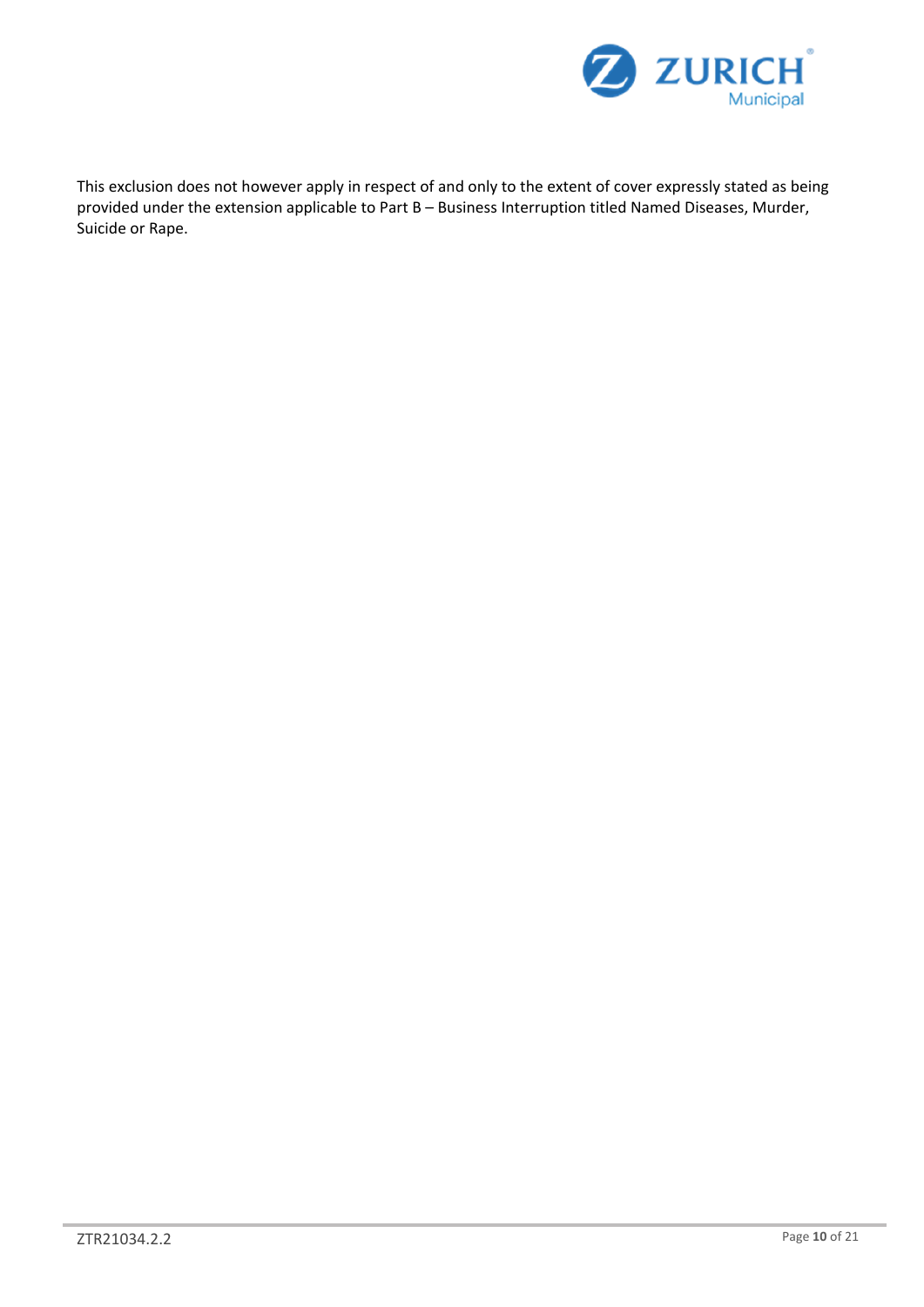This exclusion does not however apply in respect of and only to the extent of cover expressly stated as being provided under the extension applicable to Part B – Business Interruption titled Named Diseases, Murder, Suicide or Rape.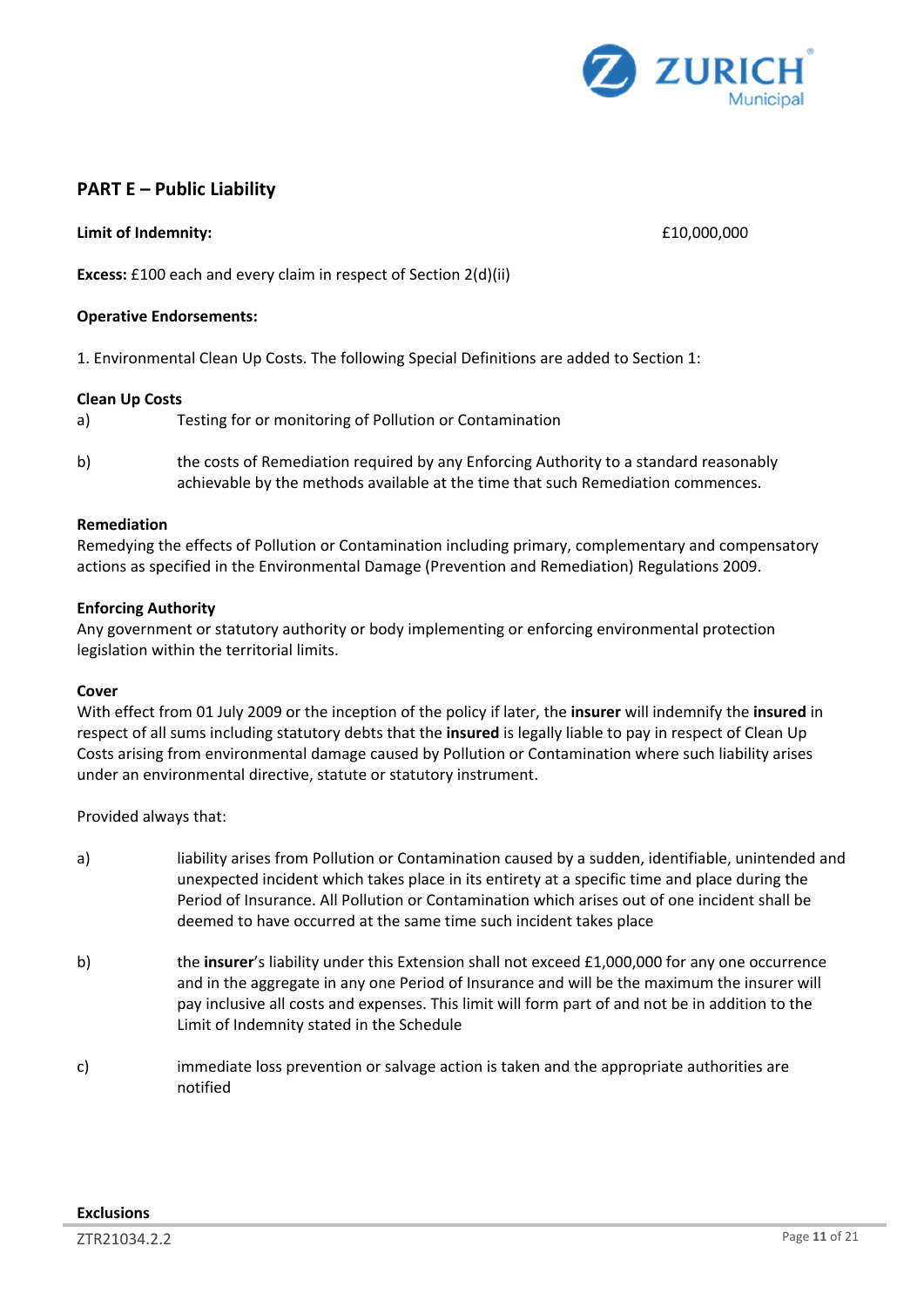## PART E – Public Liability

**Limit of Indemnity:** £10,000,000

**Excess:** £100 each and every claim in respect of Section 2(d)(ii)

**Operative Endorsements:**

1. Environmental Clean Up Costs. The following Special Definitions are added to Section 1:

**Clean Up Costs**

a) Testing for or monitoring of Pollution or Contamination

b) the costs of Remediation required by any Enforcing Authority to a standard reasonably achievable by the methods available at the time that such Remediation commences.

**Remediation**

Remedying the effects of Pollution or Contamination including primary, complementary and compensatory actions as specified in the Environmental Damage (Prevention and Remediation) Regulations 2009.

**Enforcing Authority**

Any government or statutory authority or body implementing or enforcing environmental protection legislation within the territorial limits.

**Cover**

With effect from 01 July 2009 or the inception of the policy if later, the **insurer** will indemnify the **insured** in respect of all sums including statutory debts that the **insured** is legally liable to pay in respect of Clean Up Costs arising from environmental damage caused by Pollution or Contamination where such liability arises under an environmental directive, statute or statutory instrument.

Provided always that:

a) liability arises from Pollution or Contamination caused by a sudden, identifiable, unintended and unexpected incident which takes place in its entirety at a specific time and place during the Period of Insurance. All Pollution or Contamination which arises out of one incident shall be deemed to have occurred at the same time such incident takes place

b) the **insurer**'s liability under this Extension shall not exceed £1,000,000 for any one occurrence and in the aggregate in any one Period of Insurance and will be the maximum the insurer will pay inclusive all costs and expenses. This limit will form part of and not be in addition to the Limit of Indemnity stated in the Schedule

c) immediate loss prevention or salvage action is taken and the appropriate authorities are notified

**Exclusions**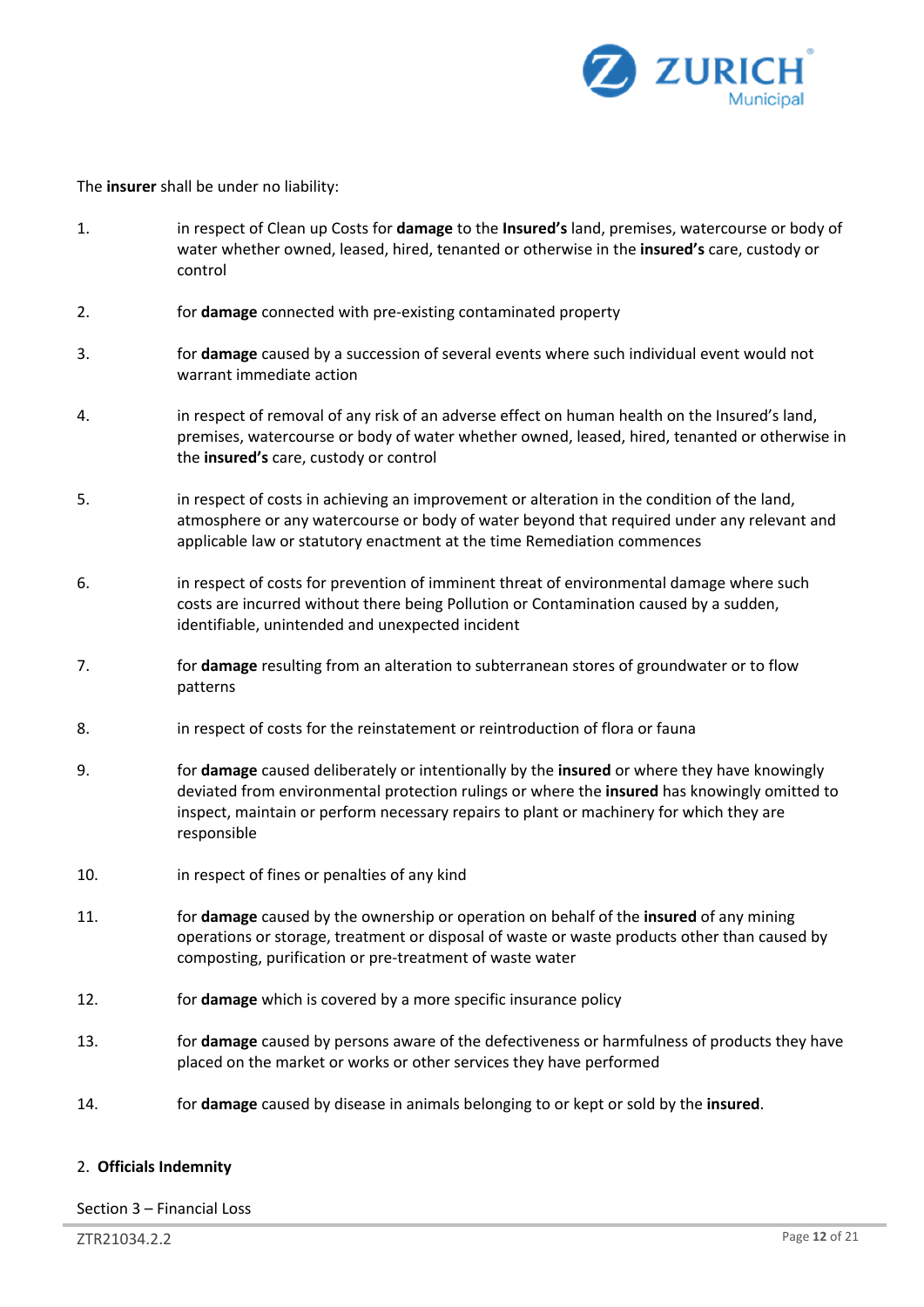The **insurer** shall be under no liability:

1. in respect of Clean up Costs for **damage** to the **Insured's** land, premises, watercourse or body of water whether owned, leased, hired, tenanted or otherwise in the **insured's** care, custody or control

2. for **damage** connected with pre-existing contaminated property

3. for **damage** caused by a succession of several events where such individual event would not warrant immediate action

4. in respect of removal of any risk of an adverse effect on human health on the Insured's land, premises, watercourse or body of water whether owned, leased, hired, tenanted or otherwise in the **insured's** care, custody or control

5. in respect of costs in achieving an improvement or alteration in the condition of the land, atmosphere or any watercourse or body of water beyond that required under any relevant and applicable law or statutory enactment at the time Remediation commences

6. in respect of costs for prevention of imminent threat of environmental damage where such costs are incurred without there being Pollution or Contamination caused by a sudden, identifiable, unintended and unexpected incident

7. for **damage** resulting from an alteration to subterranean stores of groundwater or to flow patterns

8. in respect of costs for the reinstatement or reintroduction of flora or fauna

9. for **damage** caused deliberately or intentionally by the **insured** or where they have knowingly deviated from environmental protection rulings or where the **insured** has knowingly omitted to inspect, maintain or perform necessary repairs to plant or machinery for which they are responsible

10. in respect of fines or penalties of any kind

11. for **damage** caused by the ownership or operation on behalf of the **insured** of any mining operations or storage, treatment or disposal of waste or waste products other than caused by composting, purification or pre-treatment of waste water

12. for **damage** which is covered by a more specific insurance policy

13. for **damage** caused by persons aware of the defectiveness or harmfulness of products they have placed on the market or works or other services they have performed

14. for **damage** caused by disease in animals belonging to or kept or sold by the **insured**.

2. **Officials Indemnity**

Section 3 – Financial Loss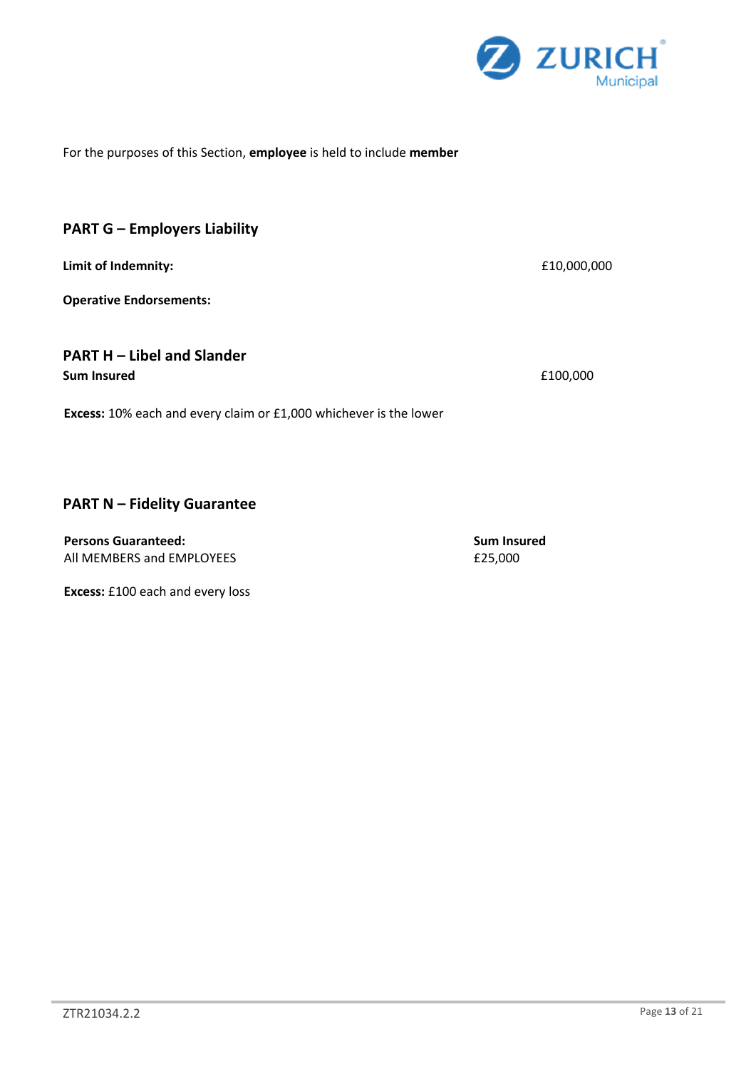For the purposes of this Section, **employee** is held to include **member**

## PART G – Employers Liability

**Limit of Indemnity:** £10,000,000

**Operative Endorsements:**

## PART H – Libel and Slander

**Sum Insured** £100,000

**Excess:** 10% each and every claim or £1,000 whichever is the lower

## PART N – Fidelity Guarantee

| **Persons Guaranteed:** | **Sum Insured** |
| --- | --- |
| All MEMBERS and EMPLOYEES | £25,000 |

**Excess:** £100 each and every loss

ZTR21034.2.2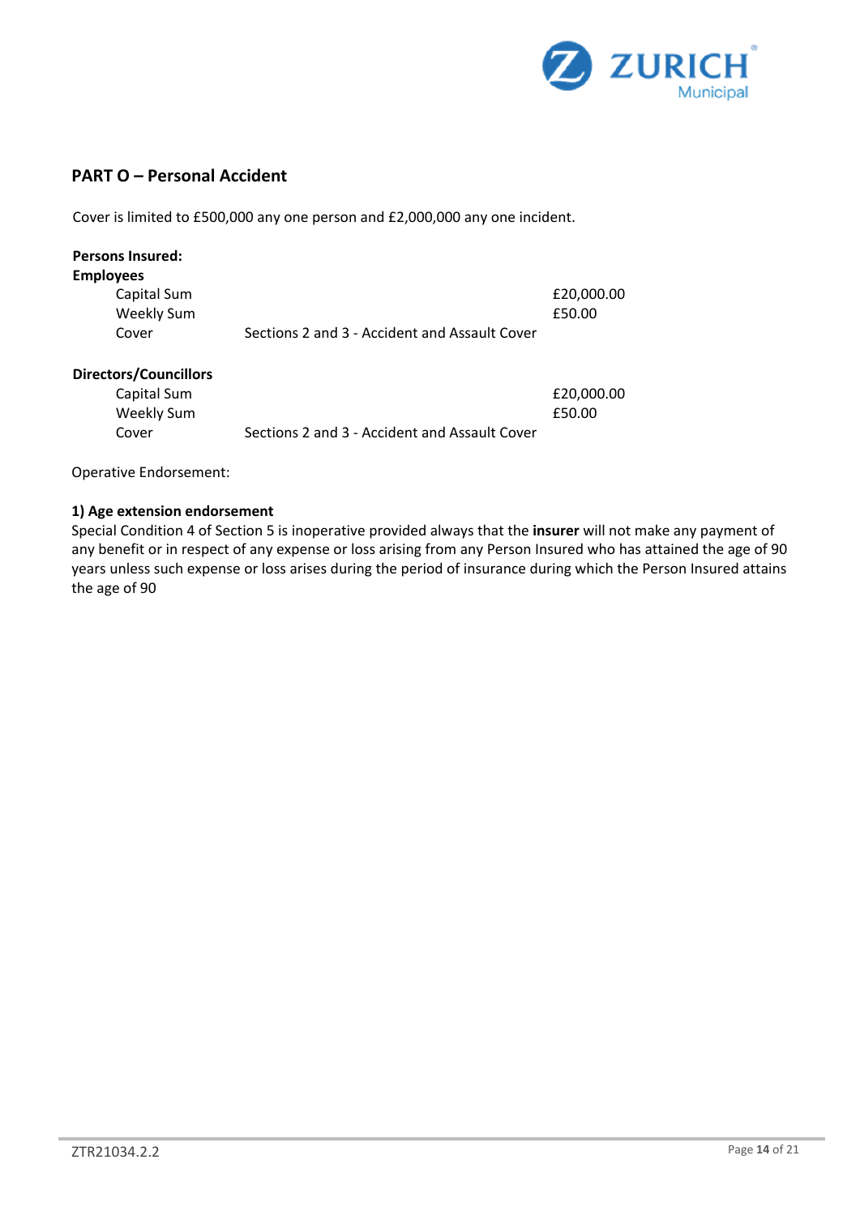## PART O – Personal Accident

Cover is limited to £500,000 any one person and £2,000,000 any one incident.

**Persons Insured:**

**Employees**

| | | |
|---|---|---|
| Capital Sum | | £20,000.00 |
| Weekly Sum | | £50.00 |
| Cover | Sections 2 and 3 - Accident and Assault Cover | |

**Directors/Councillors**

| | | |
|---|---|---|
| Capital Sum | | £20,000.00 |
| Weekly Sum | | £50.00 |
| Cover | Sections 2 and 3 - Accident and Assault Cover | |

Operative Endorsement:

**1) Age extension endorsement**

Special Condition 4 of Section 5 is inoperative provided always that the **insurer** will not make any payment of any benefit or in respect of any expense or loss arising from any Person Insured who has attained the age of 90 years unless such expense or loss arises during the period of insurance during which the Person Insured attains the age of 90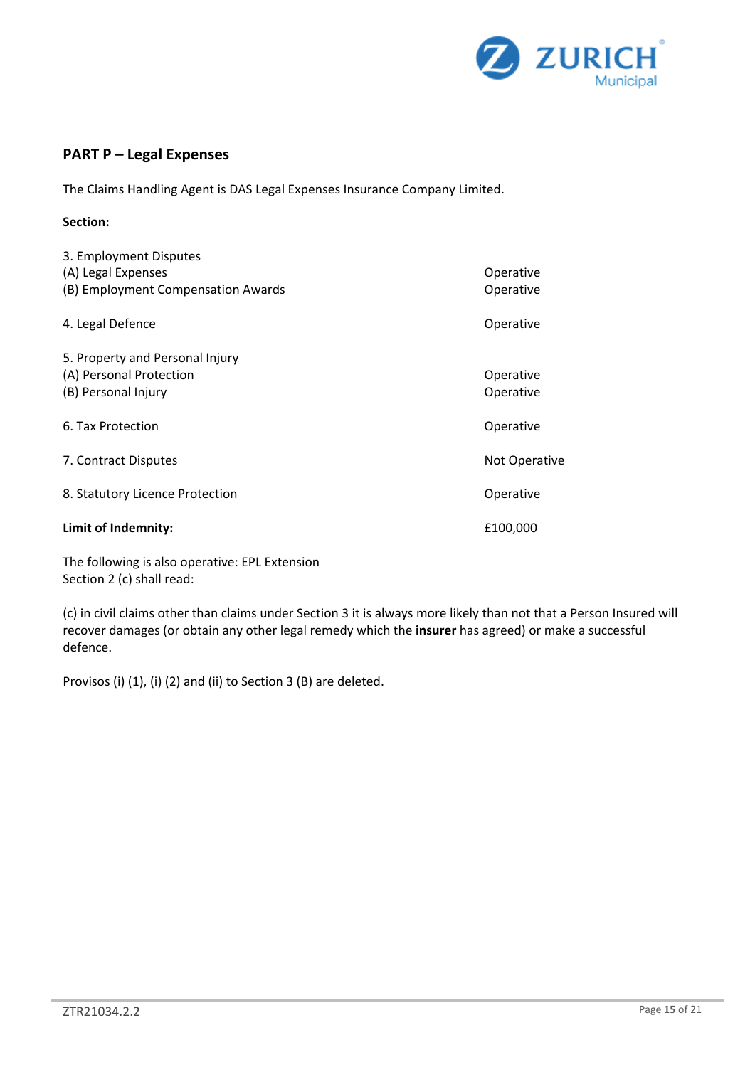## PART P – Legal Expenses

The Claims Handling Agent is DAS Legal Expenses Insurance Company Limited.

**Section:**

| | |
|---|---|
| 3. Employment Disputes | |
| (A) Legal Expenses | Operative |
| (B) Employment Compensation Awards | Operative |
| 4. Legal Defence | Operative |
| 5. Property and Personal Injury | |
| (A) Personal Protection | Operative |
| (B) Personal Injury | Operative |
| 6. Tax Protection | Operative |
| 7. Contract Disputes | Not Operative |
| 8. Statutory Licence Protection | Operative |
| **Limit of Indemnity:** | £100,000 |

The following is also operative: EPL Extension
Section 2 (c) shall read:

(c) in civil claims other than claims under Section 3 it is always more likely than not that a Person Insured will recover damages (or obtain any other legal remedy which the **insurer** has agreed) or make a successful defence.

Provisos (i) (1), (i) (2) and (ii) to Section 3 (B) are deleted.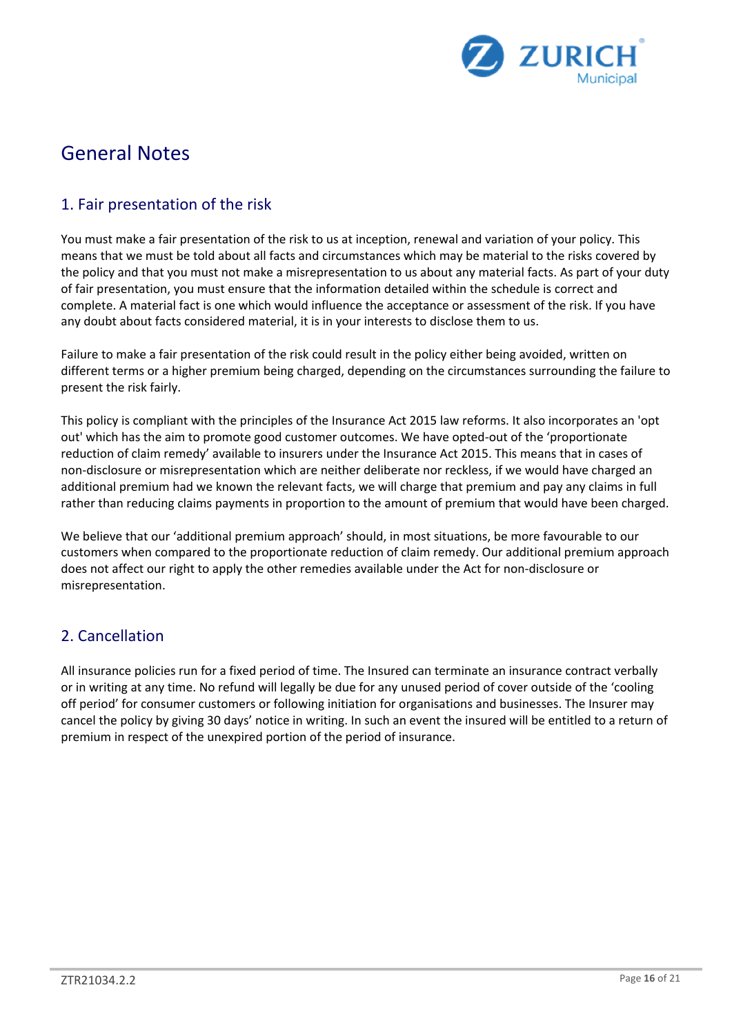# General Notes

## 1. Fair presentation of the risk

You must make a fair presentation of the risk to us at inception, renewal and variation of your policy. This means that we must be told about all facts and circumstances which may be material to the risks covered by the policy and that you must not make a misrepresentation to us about any material facts. As part of your duty of fair presentation, you must ensure that the information detailed within the schedule is correct and complete. A material fact is one which would influence the acceptance or assessment of the risk. If you have any doubt about facts considered material, it is in your interests to disclose them to us.

Failure to make a fair presentation of the risk could result in the policy either being avoided, written on different terms or a higher premium being charged, depending on the circumstances surrounding the failure to present the risk fairly.

This policy is compliant with the principles of the Insurance Act 2015 law reforms. It also incorporates an 'opt out' which has the aim to promote good customer outcomes. We have opted-out of the 'proportionate reduction of claim remedy' available to insurers under the Insurance Act 2015. This means that in cases of non-disclosure or misrepresentation which are neither deliberate nor reckless, if we would have charged an additional premium had we known the relevant facts, we will charge that premium and pay any claims in full rather than reducing claims payments in proportion to the amount of premium that would have been charged.

We believe that our 'additional premium approach' should, in most situations, be more favourable to our customers when compared to the proportionate reduction of claim remedy. Our additional premium approach does not affect our right to apply the other remedies available under the Act for non-disclosure or misrepresentation.

## 2. Cancellation

All insurance policies run for a fixed period of time. The Insured can terminate an insurance contract verbally or in writing at any time. No refund will legally be due for any unused period of cover outside of the 'cooling off period' for consumer customers or following initiation for organisations and businesses. The Insurer may cancel the policy by giving 30 days' notice in writing. In such an event the insured will be entitled to a return of premium in respect of the unexpired portion of the period of insurance.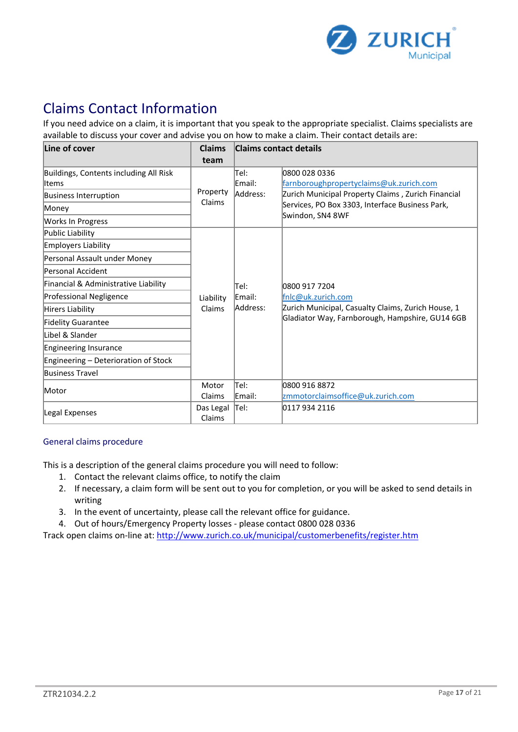# Claims Contact Information

If you need advice on a claim, it is important that you speak to the appropriate specialist. Claims specialists are available to discuss your cover and advise you on how to make a claim. Their contact details are:

| Line of cover | Claims team | Claims contact details | |
|---|---|---|---|
| Buildings, Contents including All Risk Items | Property Claims | Tel: | 0800 028 0336 |
| Business Interruption | | Email: | farnboroughpropertyclaims@uk.zurich.com |
| Money | | Address: | Zurich Municipal Property Claims , Zurich Financial Services, PO Box 3303, Interface Business Park, Swindon, SN4 8WF |
| Works In Progress | | | |
| Public Liability | Liability Claims | Tel: | 0800 917 7204 |
| Employers Liability | | Email: | fnlc@uk.zurich.com |
| Personal Assault under Money | | Address: | Zurich Municipal, Casualty Claims, Zurich House, 1 Gladiator Way, Farnborough, Hampshire, GU14 6GB |
| Personal Accident | | | |
| Financial & Administrative Liability | | | |
| Professional Negligence | | | |
| Hirers Liability | | | |
| Fidelity Guarantee | | | |
| Libel & Slander | | | |
| Engineering Insurance | | | |
| Engineering – Deterioration of Stock | | | |
| Business Travel | | | |
| Motor | Motor Claims | Tel: | 0800 916 8872 |
| | | Email: | zmmotorclaimsoffice@uk.zurich.com |
| Legal Expenses | Das Legal Claims | Tel: | 0117 934 2116 |

## General claims procedure

This is a description of the general claims procedure you will need to follow:

1. Contact the relevant claims office, to notify the claim
2. If necessary, a claim form will be sent out to you for completion, or you will be asked to send details in writing
3. In the event of uncertainty, please call the relevant office for guidance.
4. Out of hours/Emergency Property losses - please contact 0800 028 0336

Track open claims on-line at: http://www.zurich.co.uk/municipal/customerbenefits/register.htm

ZTR21034.2.2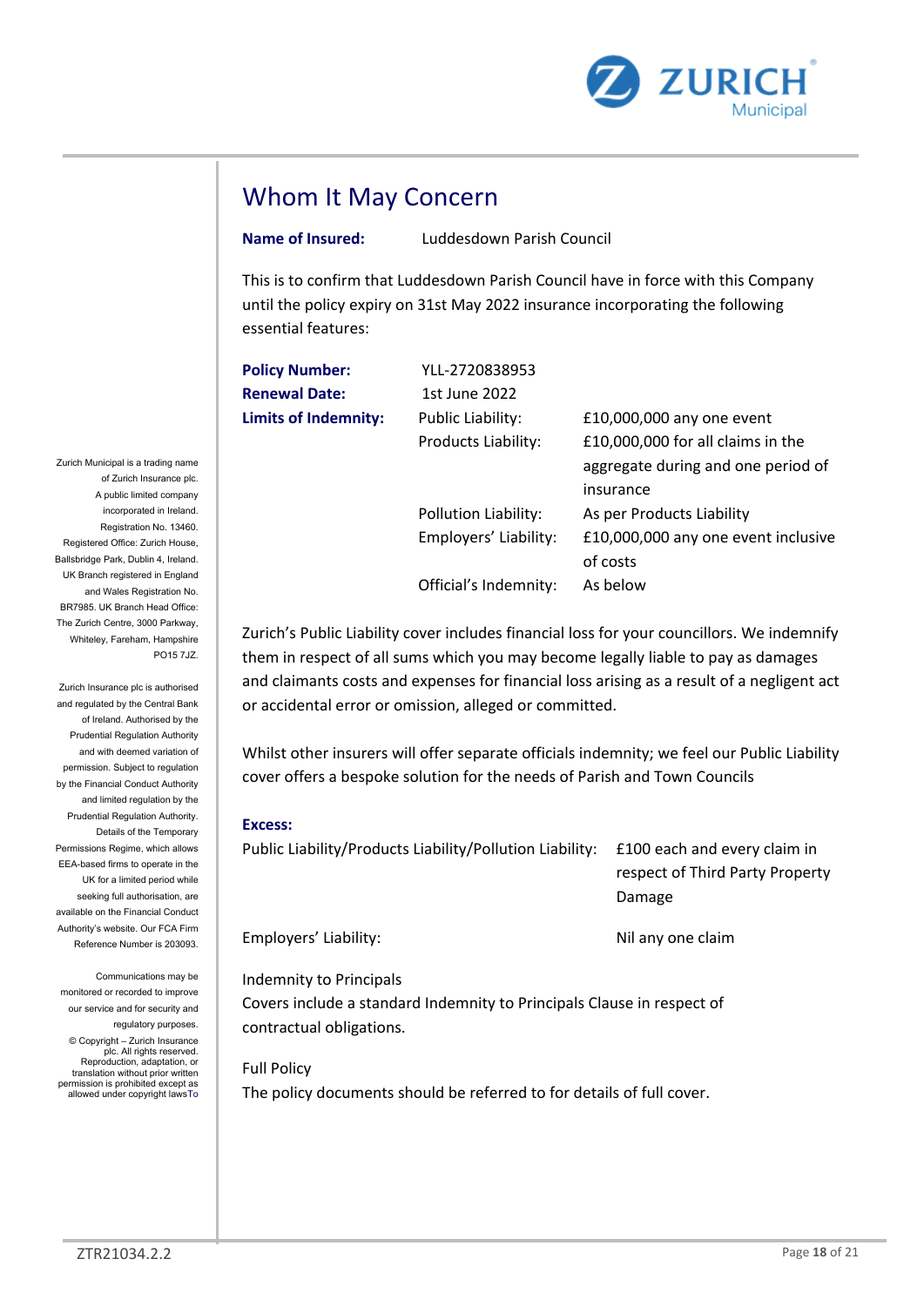ZURICH Municipal

# Whom It May Concern

**Name of Insured:** Luddesdown Parish Council

This is to confirm that Luddesdown Parish Council have in force with this Company until the policy expiry on 31st May 2022 insurance incorporating the following essential features:

| | | |
|---|---|---|
| **Policy Number:** | YLL-2720838953 | |
| **Renewal Date:** | 1st June 2022 | |
| **Limits of Indemnity:** | Public Liability: | £10,000,000 any one event |
| | Products Liability: | £10,000,000 for all claims in the aggregate during and one period of insurance |
| | Pollution Liability: | As per Products Liability |
| | Employers' Liability: | £10,000,000 any one event inclusive of costs |
| | Official's Indemnity: | As below |

Zurich's Public Liability cover includes financial loss for your councillors. We indemnify them in respect of all sums which you may become legally liable to pay as damages and claimants costs and expenses for financial loss arising as a result of a negligent act or accidental error or omission, alleged or committed.

Whilst other insurers will offer separate officials indemnity; we feel our Public Liability cover offers a bespoke solution for the needs of Parish and Town Councils

**Excess:**

| | |
|---|---|
| Public Liability/Products Liability/Pollution Liability: | £100 each and every claim in respect of Third Party Property Damage |
| Employers' Liability: | Nil any one claim |

Indemnity to Principals
Covers include a standard Indemnity to Principals Clause in respect of contractual obligations.

Full Policy
The policy documents should be referred to for details of full cover.

Zurich Municipal is a trading name of Zurich Insurance plc. A public limited company incorporated in Ireland. Registration No. 13460. Registered Office: Zurich House, Ballsbridge Park, Dublin 4, Ireland. UK Branch registered in England and Wales Registration No. BR7985. UK Branch Head Office: The Zurich Centre, 3000 Parkway, Whiteley, Fareham, Hampshire PO15 7JZ.

Zurich Insurance plc is authorised and regulated by the Central Bank of Ireland. Authorised by the Prudential Regulation Authority and with deemed variation of permission. Subject to regulation by the Financial Conduct Authority and limited regulation by the Prudential Regulation Authority. Details of the Temporary Permissions Regime, which allows EEA-based firms to operate in the UK for a limited period while seeking full authorisation, are available on the Financial Conduct Authority's website. Our FCA Firm Reference Number is 203093.

Communications may be monitored or recorded to improve our service and for security and regulatory purposes.

© Copyright – Zurich Insurance plc. All rights reserved. Reproduction, adaptation, or translation without prior written permission is prohibited except as allowed under copyright lawsTo

ZTR21034.2.2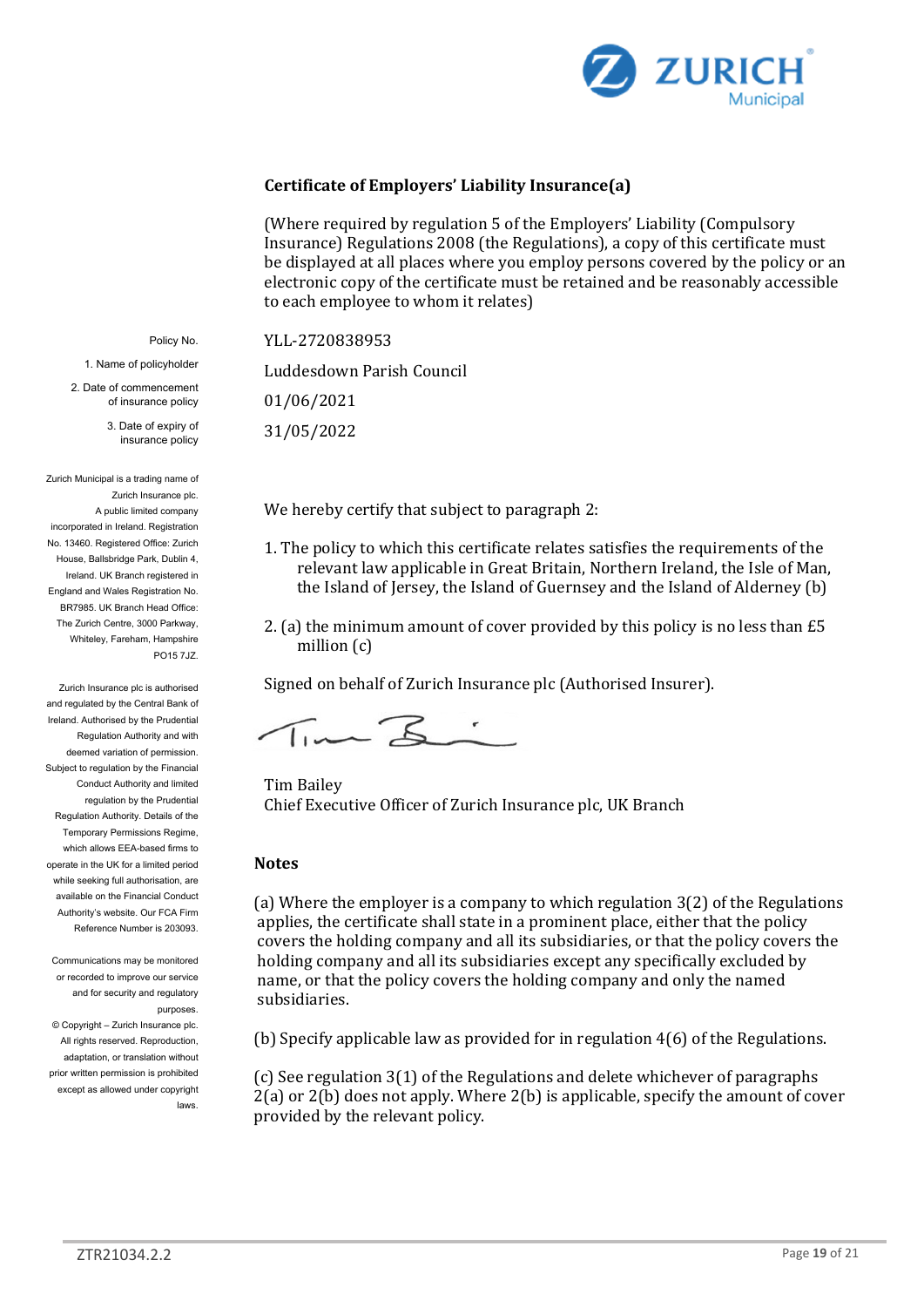ZURICH Municipal

## Certificate of Employers' Liability Insurance(a)

(Where required by regulation 5 of the Employers' Liability (Compulsory Insurance) Regulations 2008 (the Regulations), a copy of this certificate must be displayed at all places where you employ persons covered by the policy or an electronic copy of the certificate must be retained and be reasonably accessible to each employee to whom it relates)

| | |
|---|---|
| Policy No. | YLL-2720838953 |
| 1. Name of policyholder | Luddesdown Parish Council |
| 2. Date of commencement of insurance policy | 01/06/2021 |
| 3. Date of expiry of insurance policy | 31/05/2022 |

We hereby certify that subject to paragraph 2:

1. The policy to which this certificate relates satisfies the requirements of the relevant law applicable in Great Britain, Northern Ireland, the Isle of Man, the Island of Jersey, the Island of Guernsey and the Island of Alderney (b)

2. (a) the minimum amount of cover provided by this policy is no less than £5 million (c)

Signed on behalf of Zurich Insurance plc (Authorised Insurer).

Tim Bailey
Chief Executive Officer of Zurich Insurance plc, UK Branch

Zurich Municipal is a trading name of Zurich Insurance plc. A public limited company incorporated in Ireland. Registration No. 13460. Registered Office: Zurich House, Ballsbridge Park, Dublin 4, Ireland. UK Branch registered in England and Wales Registration No. BR7985. UK Branch Head Office: The Zurich Centre, 3000 Parkway, Whiteley, Fareham, Hampshire PO15 7JZ.

Zurich Insurance plc is authorised and regulated by the Central Bank of Ireland. Authorised by the Prudential Regulation Authority and with deemed variation of permission. Subject to regulation by the Financial Conduct Authority and limited regulation by the Prudential Regulation Authority. Details of the Temporary Permissions Regime, which allows EEA-based firms to operate in the UK for a limited period while seeking full authorisation, are available on the Financial Conduct Authority's website. Our FCA Firm Reference Number is 203093.

Communications may be monitored or recorded to improve our service and for security and regulatory purposes.
© Copyright – Zurich Insurance plc. All rights reserved. Reproduction, adaptation, or translation without prior written permission is prohibited except as allowed under copyright laws.

### Notes

(a) Where the employer is a company to which regulation 3(2) of the Regulations applies, the certificate shall state in a prominent place, either that the policy covers the holding company and all its subsidiaries, or that the policy covers the holding company and all its subsidiaries except any specifically excluded by name, or that the policy covers the holding company and only the named subsidiaries.

(b) Specify applicable law as provided for in regulation 4(6) of the Regulations.

(c) See regulation 3(1) of the Regulations and delete whichever of paragraphs 2(a) or 2(b) does not apply. Where 2(b) is applicable, specify the amount of cover provided by the relevant policy.

ZTR21034.2.2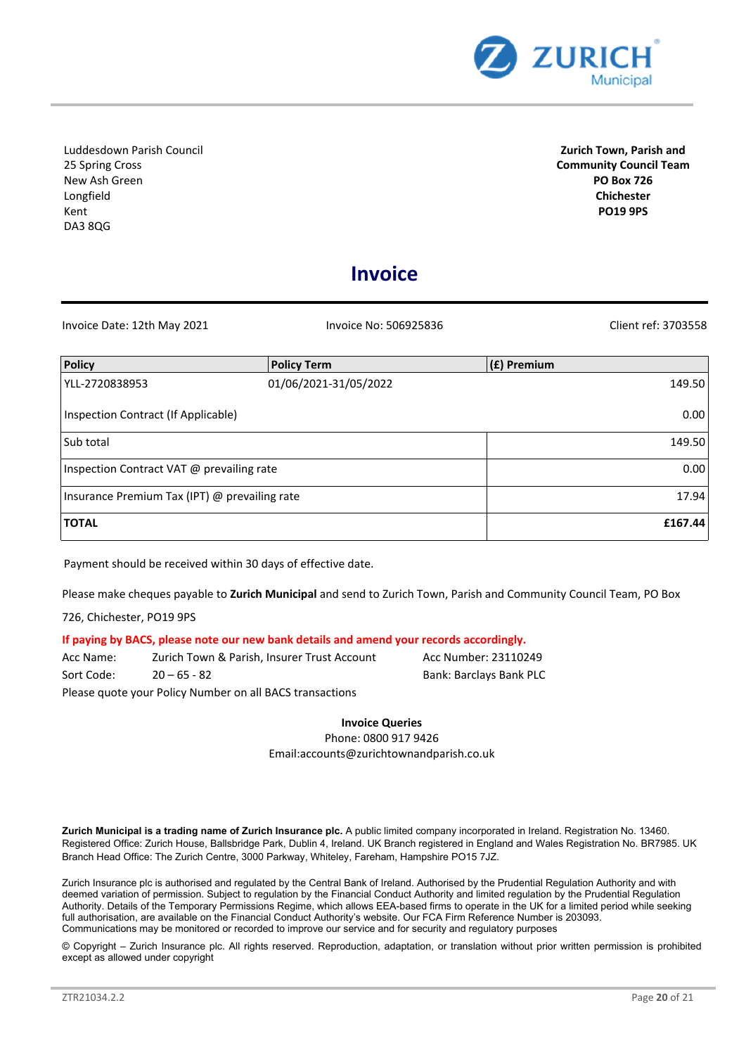ZURICH Municipal

Luddesdown Parish Council
25 Spring Cross
New Ash Green
Longfield
Kent
DA3 8QG

**Zurich Town, Parish and Community Council Team**
**PO Box 726**
**Chichester**
**PO19 9PS**

# Invoice

Invoice Date: 12th May 2021 | Invoice No: 506925836 | Client ref: 3703558

| Policy | Policy Term | (£) Premium |
|---|---|---|
| YLL-2720838953 | 01/06/2021-31/05/2022 | 149.50 |
| Inspection Contract (If Applicable) | | 0.00 |
| Sub total | | 149.50 |
| Inspection Contract VAT @ prevailing rate | | 0.00 |
| Insurance Premium Tax (IPT) @ prevailing rate | | 17.94 |
| **TOTAL** | | **£167.44** |

Payment should be received within 30 days of effective date.

Please make cheques payable to **Zurich Municipal** and send to Zurich Town, Parish and Community Council Team, PO Box 726, Chichester, PO19 9PS

**If paying by BACS, please note our new bank details and amend your records accordingly.**

Acc Name: Zurich Town & Parish, Insurer Trust Account     Acc Number: 23110249
Sort Code: 20 – 65 - 82     Bank: Barclays Bank PLC

Please quote your Policy Number on all BACS transactions

**Invoice Queries**
Phone: 0800 917 9426
Email:accounts@zurichtownandparish.co.uk

**Zurich Municipal is a trading name of Zurich Insurance plc.** A public limited company incorporated in Ireland. Registration No. 13460. Registered Office: Zurich House, Ballsbridge Park, Dublin 4, Ireland. UK Branch registered in England and Wales Registration No. BR7985. UK Branch Head Office: The Zurich Centre, 3000 Parkway, Whiteley, Fareham, Hampshire PO15 7JZ.

Zurich Insurance plc is authorised and regulated by the Central Bank of Ireland. Authorised by the Prudential Regulation Authority and with deemed variation of permission. Subject to regulation by the Financial Conduct Authority and limited regulation by the Prudential Regulation Authority. Details of the Temporary Permissions Regime, which allows EEA-based firms to operate in the UK for a limited period while seeking full authorisation, are available on the Financial Conduct Authority's website. Our FCA Firm Reference Number is 203093.
Communications may be monitored or recorded to improve our service and for security and regulatory purposes

© Copyright – Zurich Insurance plc. All rights reserved. Reproduction, adaptation, or translation without prior written permission is prohibited except as allowed under copyright

ZTR21034.2.2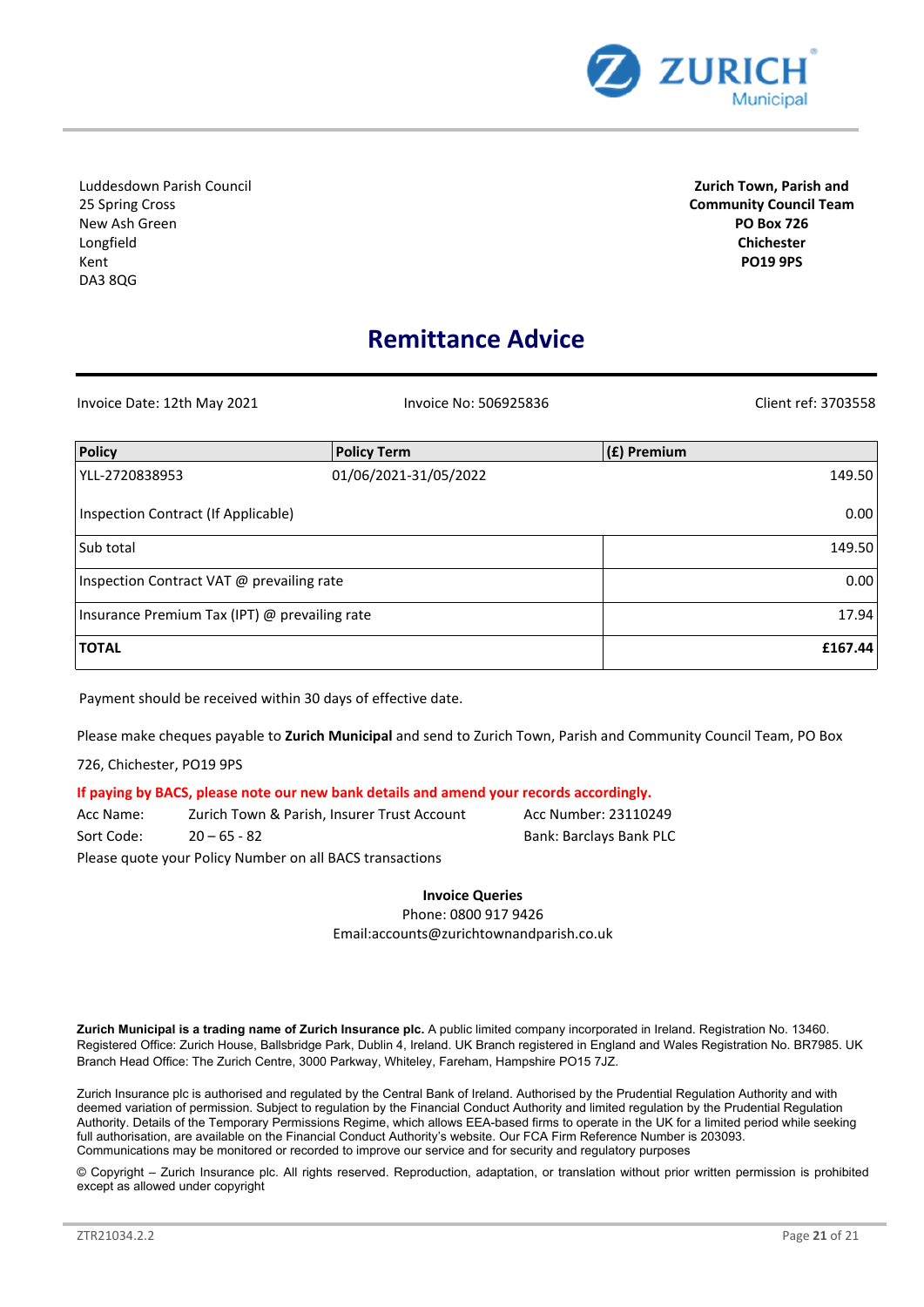Luddesdown Parish Council
25 Spring Cross
New Ash Green
Longfield
Kent
DA3 8QG

**Zurich Town, Parish and Community Council Team**
**PO Box 726**
**Chichester**
**PO19 9PS**

# Remittance Advice

Invoice Date: 12th May 2021 | Invoice No: 506925836 | Client ref: 3703558

| Policy | Policy Term | (£) Premium |
|---|---|---|
| YLL-2720838953 | 01/06/2021-31/05/2022 | 149.50 |
| Inspection Contract (If Applicable) | | 0.00 |
| Sub total | | 149.50 |
| Inspection Contract VAT @ prevailing rate | | 0.00 |
| Insurance Premium Tax (IPT) @ prevailing rate | | 17.94 |
| **TOTAL** | | **£167.44** |

Payment should be received within 30 days of effective date.

Please make cheques payable to **Zurich Municipal** and send to Zurich Town, Parish and Community Council Team, PO Box 726, Chichester, PO19 9PS

**If paying by BACS, please note our new bank details and amend your records accordingly.**

Acc Name: Zurich Town & Parish, Insurer Trust Account    Acc Number: 23110249
Sort Code: 20 – 65 - 82    Bank: Barclays Bank PLC

Please quote your Policy Number on all BACS transactions

**Invoice Queries**
Phone: 0800 917 9426
Email:accounts@zurichtownandparish.co.uk

**Zurich Municipal is a trading name of Zurich Insurance plc.** A public limited company incorporated in Ireland. Registration No. 13460. Registered Office: Zurich House, Ballsbridge Park, Dublin 4, Ireland. UK Branch registered in England and Wales Registration No. BR7985. UK Branch Head Office: The Zurich Centre, 3000 Parkway, Whiteley, Fareham, Hampshire PO15 7JZ.

Zurich Insurance plc is authorised and regulated by the Central Bank of Ireland. Authorised by the Prudential Regulation Authority and with deemed variation of permission. Subject to regulation by the Financial Conduct Authority and limited regulation by the Prudential Regulation Authority. Details of the Temporary Permissions Regime, which allows EEA-based firms to operate in the UK for a limited period while seeking full authorisation, are available on the Financial Conduct Authority's website. Our FCA Firm Reference Number is 203093. Communications may be monitored or recorded to improve our service and for security and regulatory purposes

© Copyright – Zurich Insurance plc. All rights reserved. Reproduction, adaptation, or translation without prior written permission is prohibited except as allowed under copyright

ZTR21034.2.2